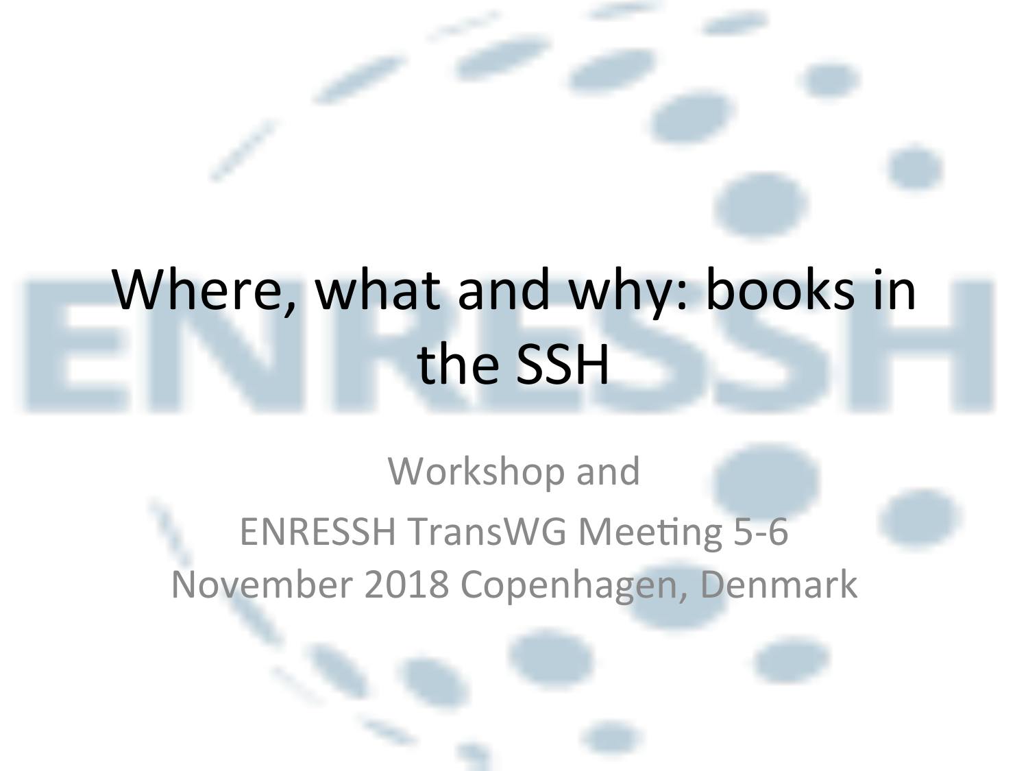# Where, what and why: books in the SSH

Workshop and

ENRESSH TransWG Meeting 5-6 November 2018 Copenhagen, Denmark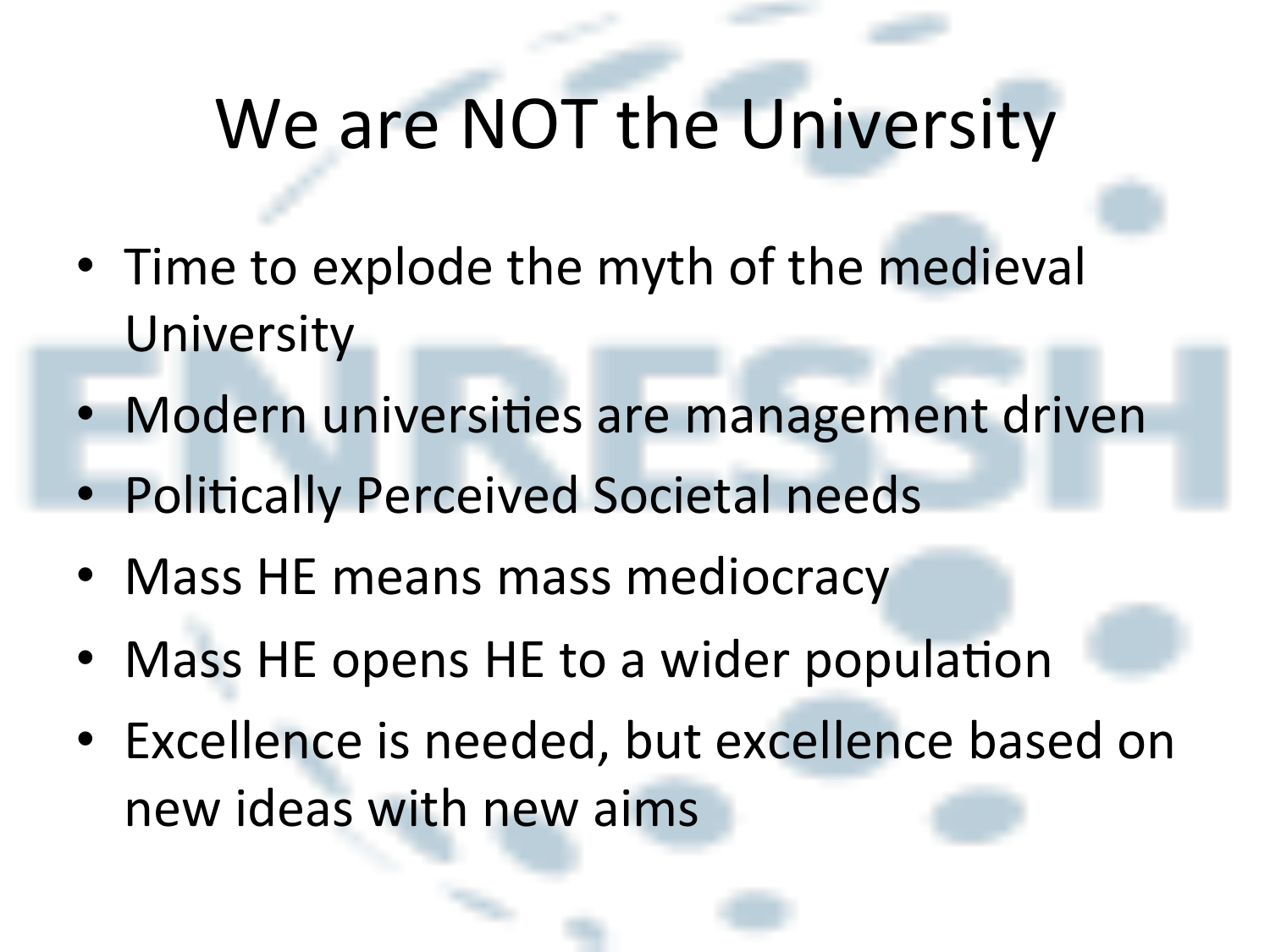# We are NOT the University

- Time to explode the myth of the medieval University
- Modern universities are management driven
- Politically Perceived Societal needs
- Mass HE means mass mediocracy
- Mass HE opens HE to a wider population
- Excellence is needed, but excellence based on new ideas with new aims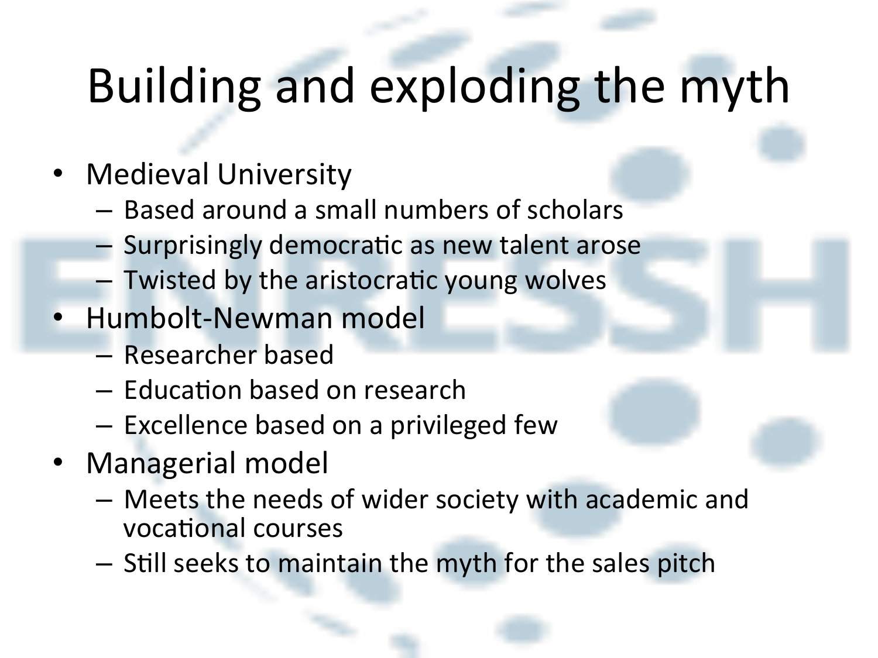# Building and exploding the myth

- Medieval University
  - Based around a small numbers of scholars
  - Surprisingly democratic as new talent arose
  - Twisted by the aristocratic young wolves
- Humbolt-Newman model
  - Researcher based
  - Education based on research
  - Excellence based on a privileged few
- Managerial model
  - Meets the needs of wider society with academic and vocational courses
  - Still seeks to maintain the myth for the sales pitch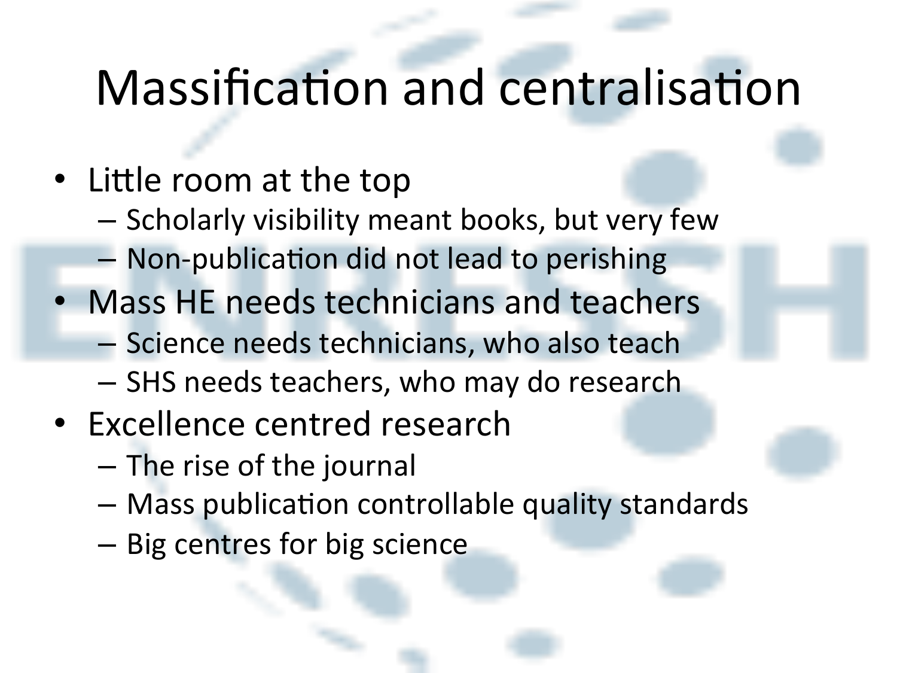# Massification and centralisation

- Little room at the top
  - Scholarly visibility meant books, but very few
  - Non-publication did not lead to perishing
- Mass HE needs technicians and teachers
  - Science needs technicians, who also teach
  - SHS needs teachers, who may do research
- Excellence centred research
  - The rise of the journal
  - Mass publication controllable quality standards
  - Big centres for big science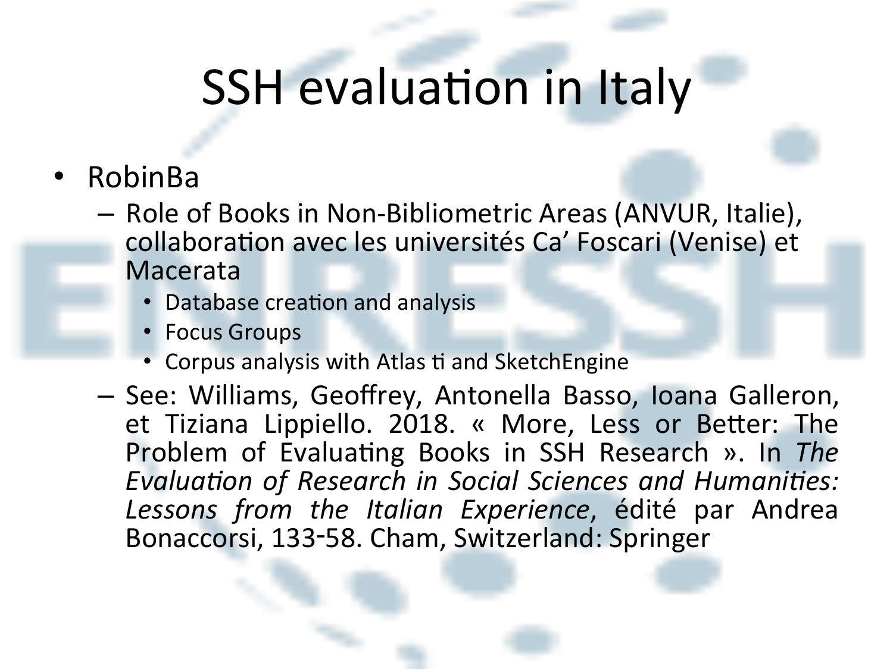# SSH evaluation in Italy

- RobinBa
  - Role of Books in Non-Bibliometric Areas (ANVUR, Italie), collaboration avec les universités Ca' Foscari (Venise) et Macerata
    - Database creation and analysis
    - Focus Groups
    - Corpus analysis with Atlas ti and SketchEngine
  - See: Williams, Geoffrey, Antonella Basso, Ioana Galleron, et Tiziana Lippiello. 2018. « More, Less or Better: The Problem of Evaluating Books in SSH Research ». In *The Evaluation of Research in Social Sciences and Humanities: Lessons from the Italian Experience*, édité par Andrea Bonaccorsi, 133‑58. Cham, Switzerland: Springer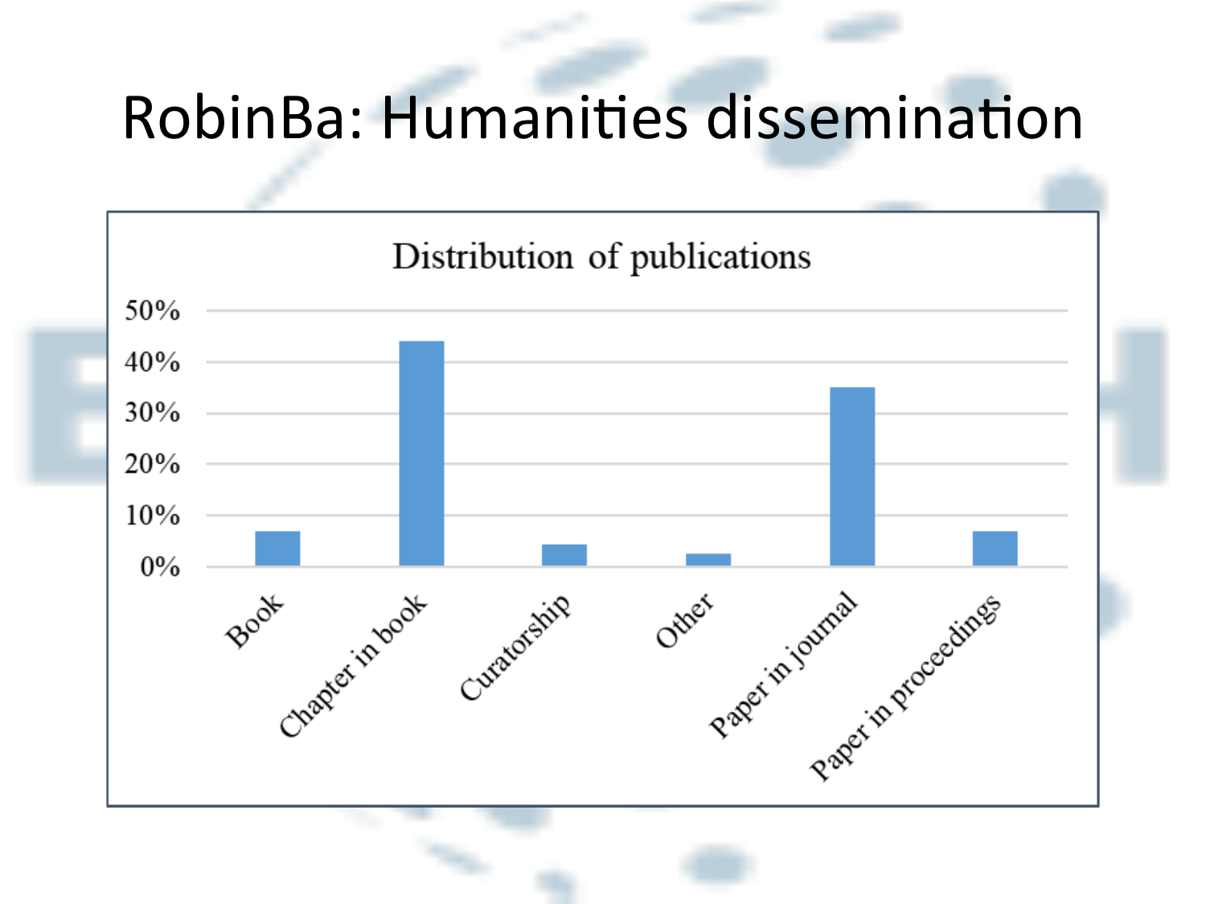# RobinBa: Humanities dissemination

Distribution of publications

50%
40%
30%
20%
10%
0%

Book
Chapter in book
Curatorship
Other
Paper in journal
Paper in proceedings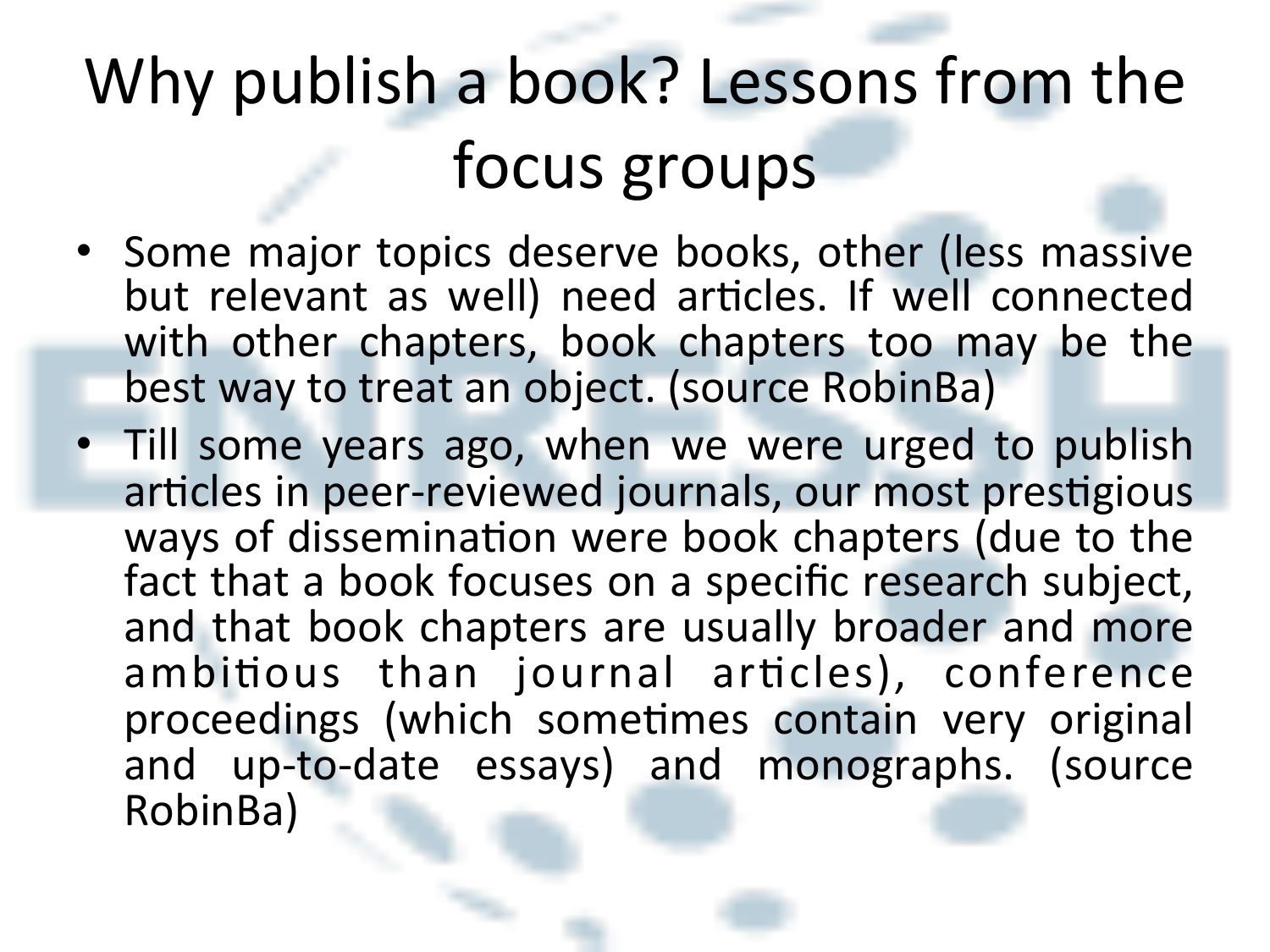# Why publish a book? Lessons from the focus groups

- Some major topics deserve books, other (less massive but relevant as well) need articles. If well connected with other chapters, book chapters too may be the best way to treat an object. (source RobinBa)
- Till some years ago, when we were urged to publish articles in peer-reviewed journals, our most prestigious ways of dissemination were book chapters (due to the fact that a book focuses on a specific research subject, and that book chapters are usually broader and more ambitious than journal articles), conference proceedings (which sometimes contain very original and up-to-date essays) and monographs. (source RobinBa)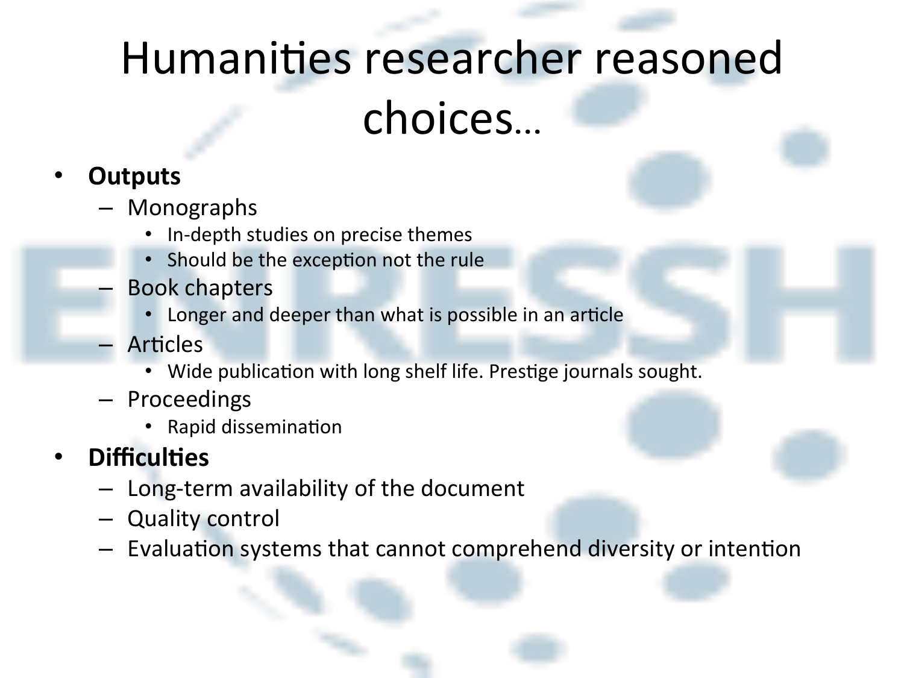# Humanities researcher reasoned choices…

- **Outputs**
  - Monographs
    - In-depth studies on precise themes
    - Should be the exception not the rule
  - Book chapters
    - Longer and deeper than what is possible in an article
  - Articles
    - Wide publication with long shelf life. Prestige journals sought.
  - Proceedings
    - Rapid dissemination
- **Difficulties**
  - Long-term availability of the document
  - Quality control
  - Evaluation systems that cannot comprehend diversity or intention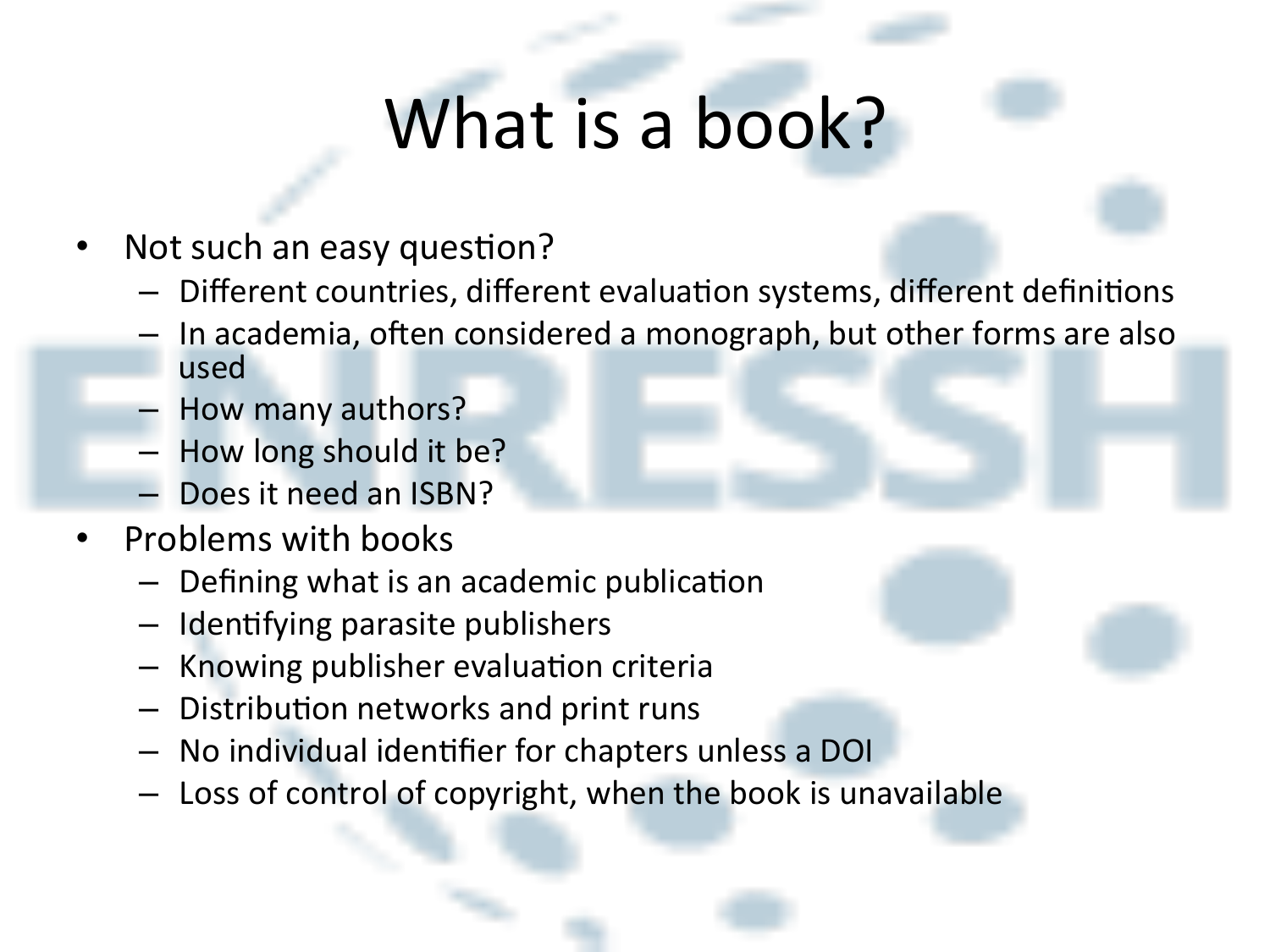# What is a book?

- Not such an easy question?
  - Different countries, different evaluation systems, different definitions
  - In academia, often considered a monograph, but other forms are also used
  - How many authors?
  - How long should it be?
  - Does it need an ISBN?
- Problems with books
  - Defining what is an academic publication
  - Identifying parasite publishers
  - Knowing publisher evaluation criteria
  - Distribution networks and print runs
  - No individual identifier for chapters unless a DOI
  - Loss of control of copyright, when the book is unavailable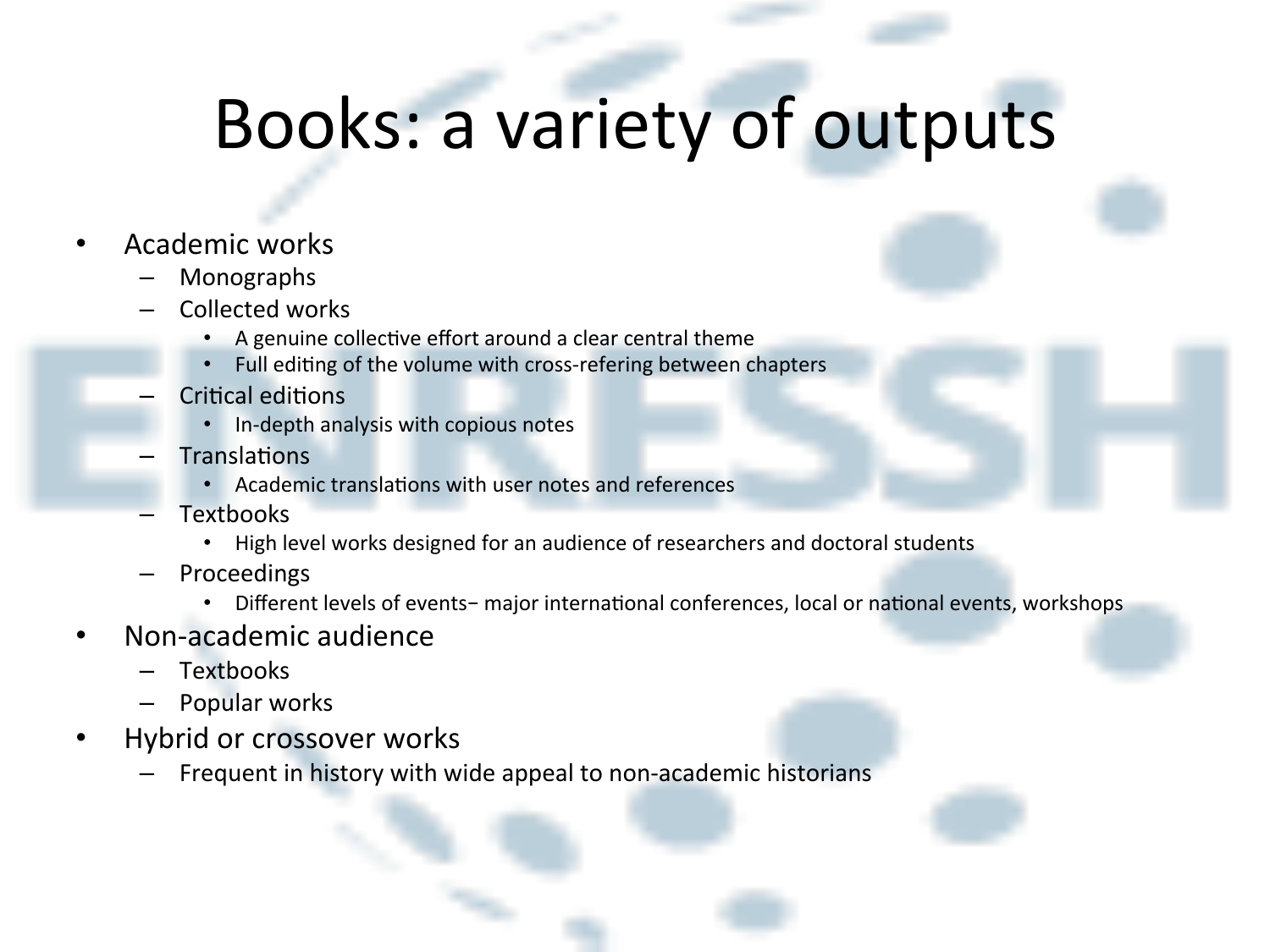# Books: a variety of outputs

- Academic works
  - Monographs
  - Collected works
    - A genuine collective effort around a clear central theme
    - Full editing of the volume with cross-refering between chapters
  - Critical editions
    - In-depth analysis with copious notes
  - Translations
    - Academic translations with user notes and references
  - Textbooks
    - High level works designed for an audience of researchers and doctoral students
  - Proceedings
    - Different levels of events− major international conferences, local or national events, workshops
- Non-academic audience
  - Textbooks
  - Popular works
- Hybrid or crossover works
  - Frequent in history with wide appeal to non-academic historians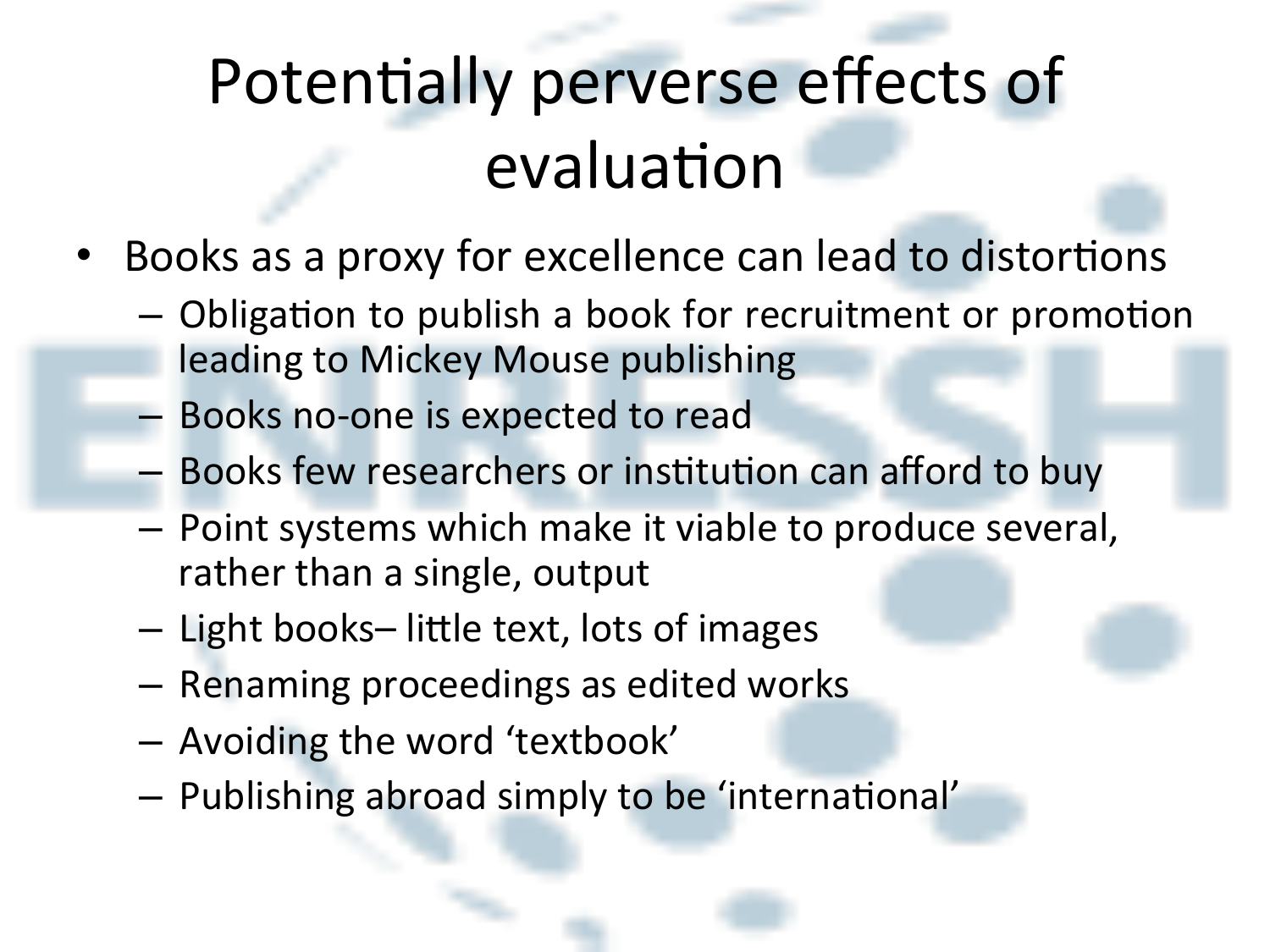# Potentially perverse effects of evaluation

- Books as a proxy for excellence can lead to distortions
  - Obligation to publish a book for recruitment or promotion leading to Mickey Mouse publishing
  - Books no-one is expected to read
  - Books few researchers or institution can afford to buy
  - Point systems which make it viable to produce several, rather than a single, output
  - Light books– little text, lots of images
  - Renaming proceedings as edited works
  - Avoiding the word 'textbook'
  - Publishing abroad simply to be 'international'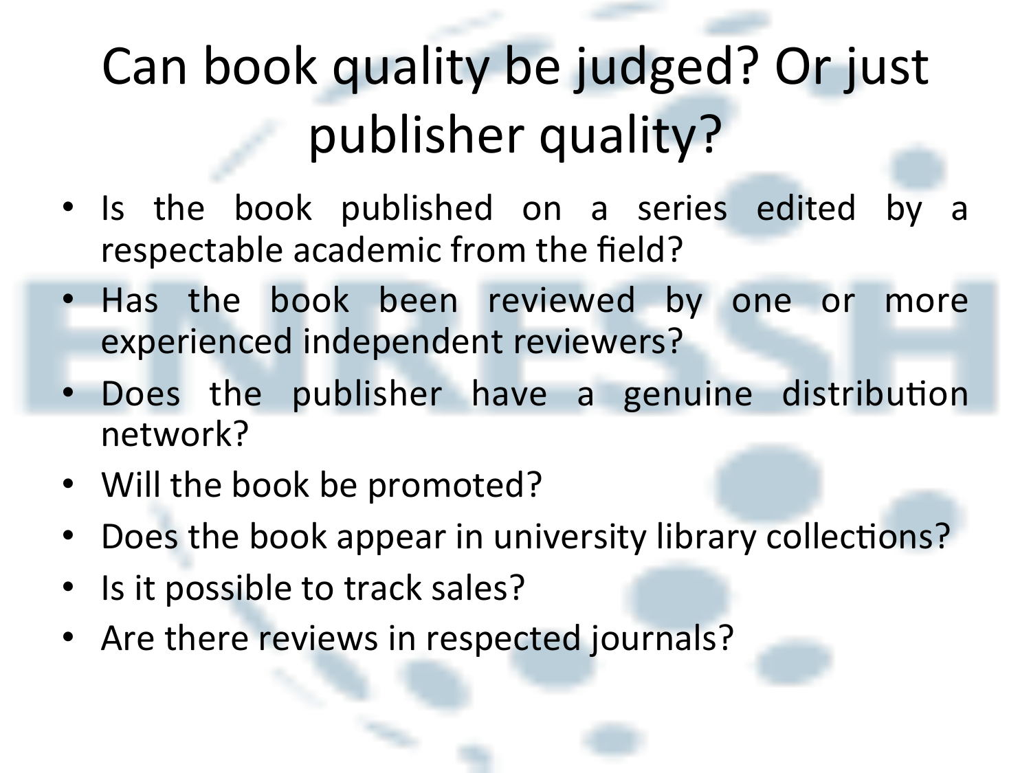# Can book quality be judged? Or just publisher quality?

- Is the book published on a series edited by a respectable academic from the field?
- Has the book been reviewed by one or more experienced independent reviewers?
- Does the publisher have a genuine distribution network?
- Will the book be promoted?
- Does the book appear in university library collections?
- Is it possible to track sales?
- Are there reviews in respected journals?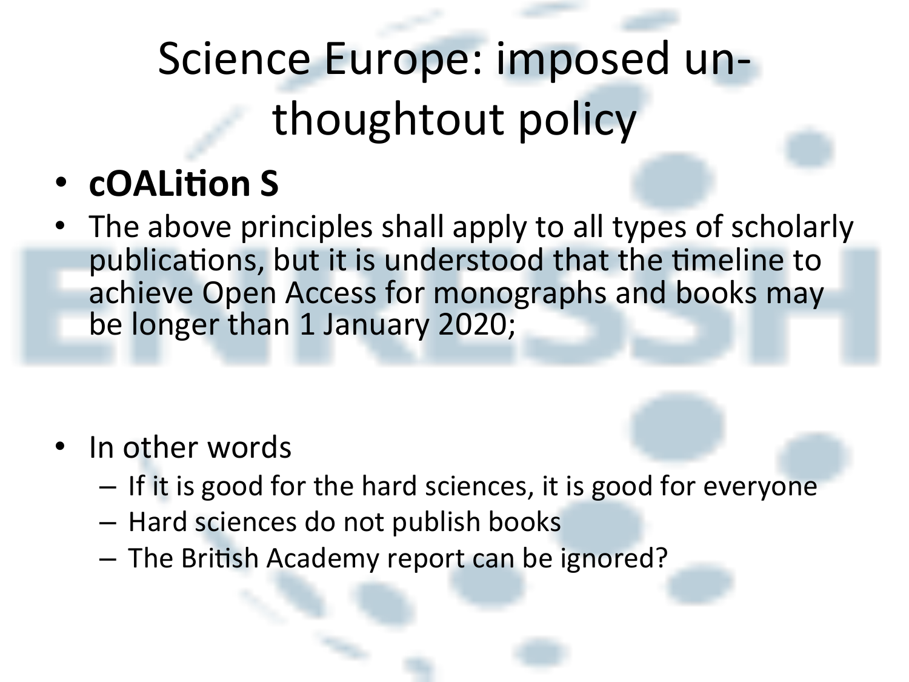# Science Europe: imposed un-thoughtout policy

- **cOALition S**
- The above principles shall apply to all types of scholarly publications, but it is understood that the timeline to achieve Open Access for monographs and books may be longer than 1 January 2020;

- In other words
  - If it is good for the hard sciences, it is good for everyone
  - Hard sciences do not publish books
  - The British Academy report can be ignored?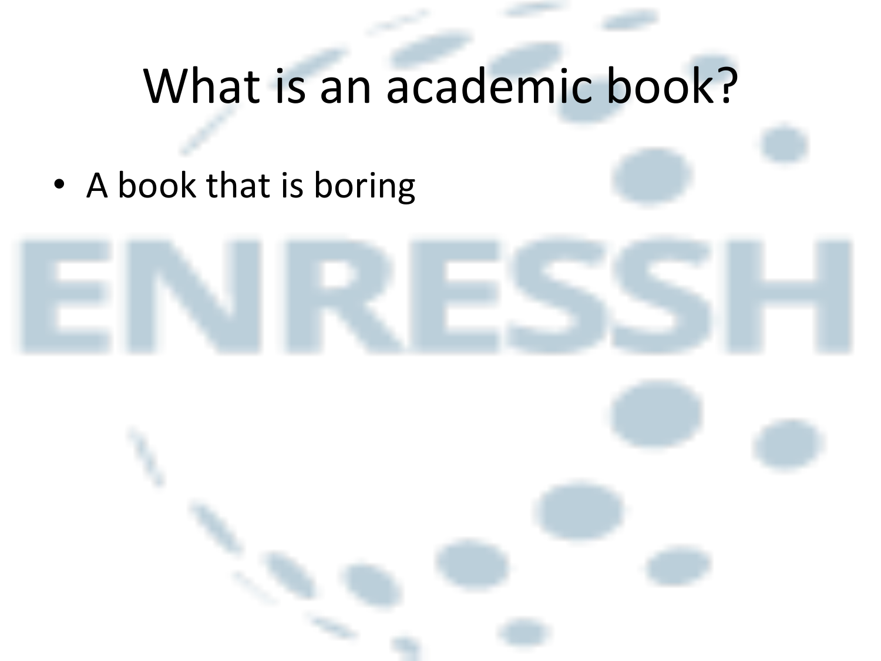# What is an academic book?

- A book that is boring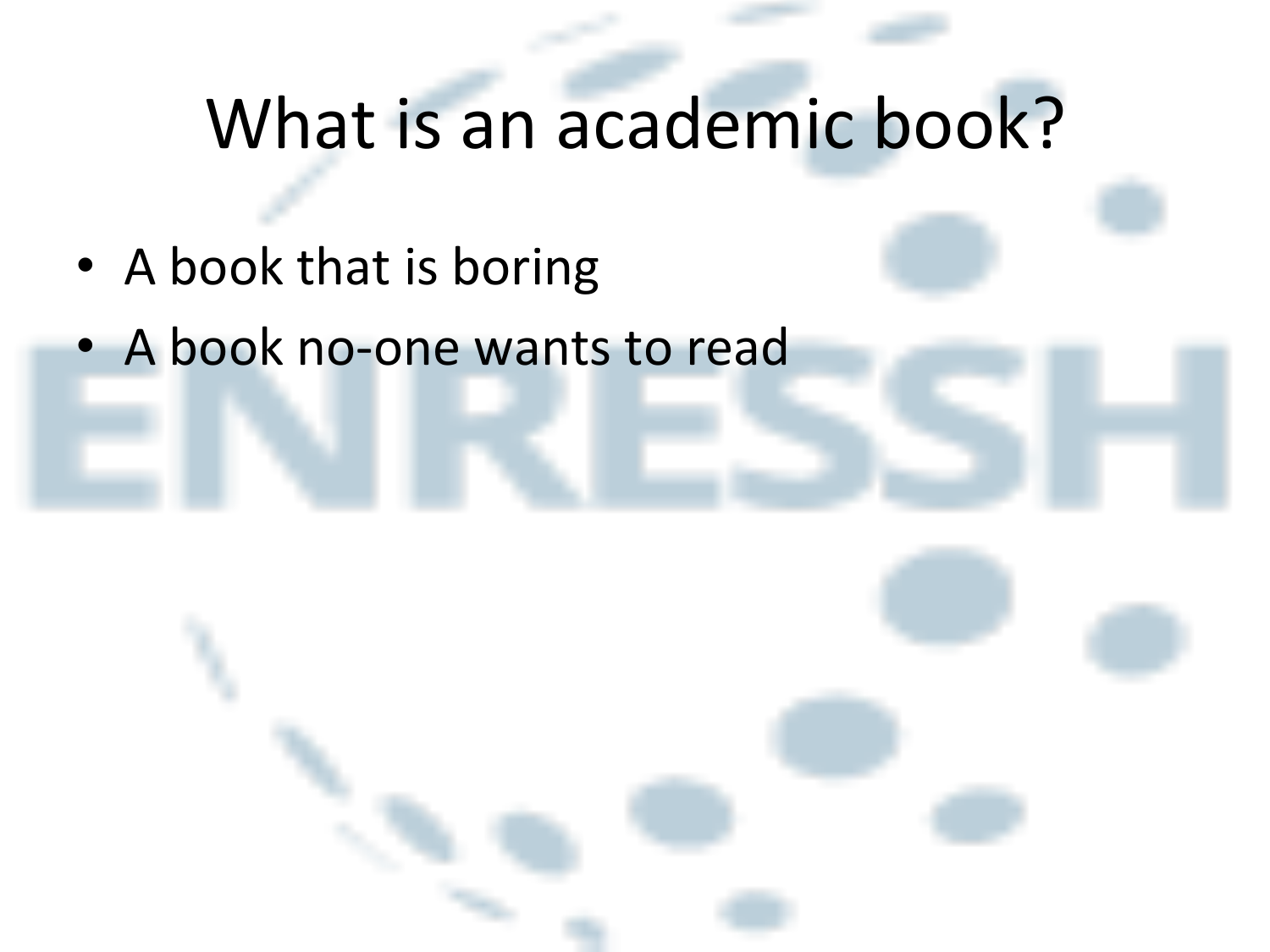# What is an academic book?

- A book that is boring
- A book no-one wants to read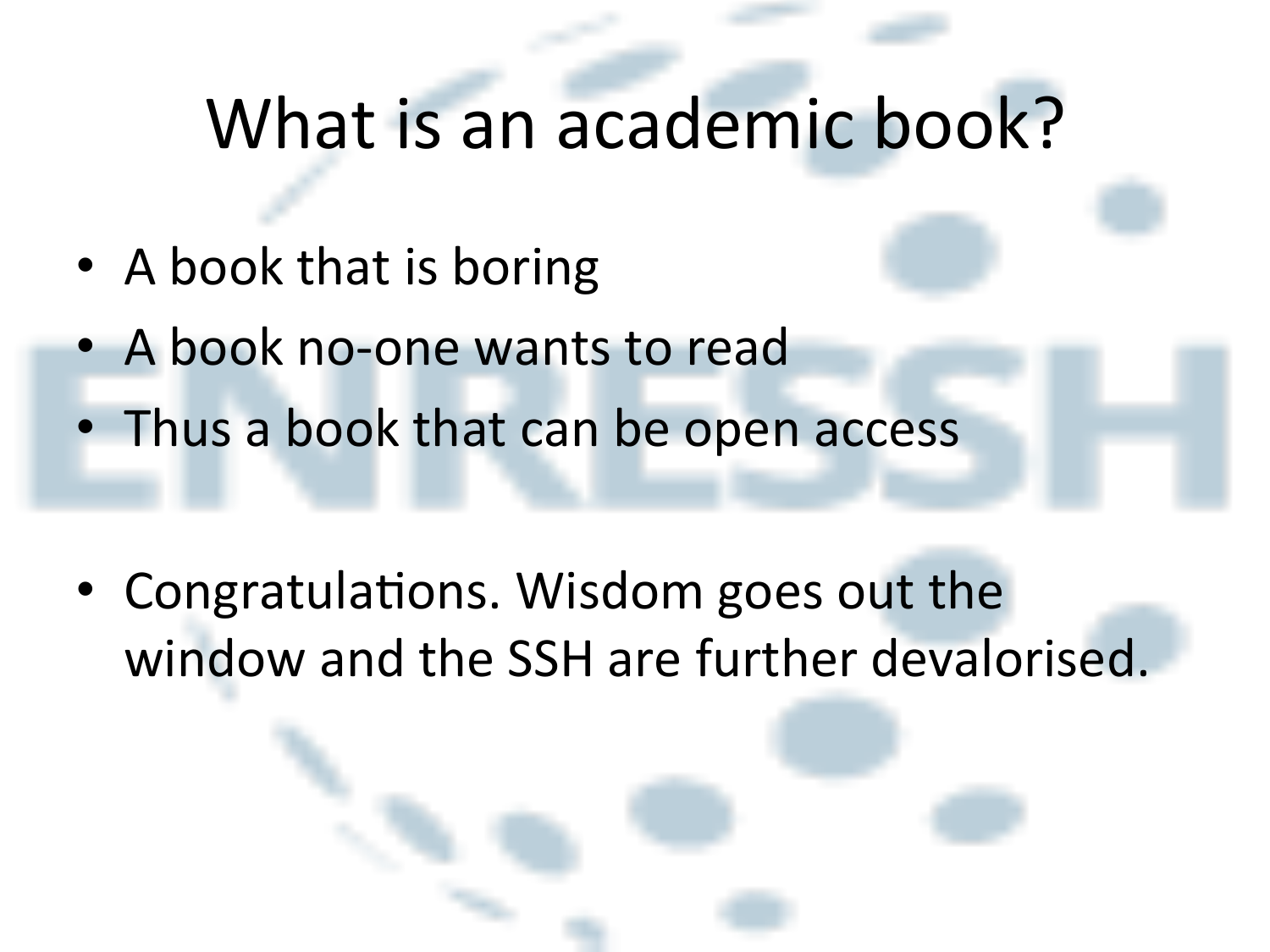# What is an academic book?

- A book that is boring
- A book no-one wants to read
- Thus a book that can be open access

- Congratulations. Wisdom goes out the window and the SSH are further devalorised.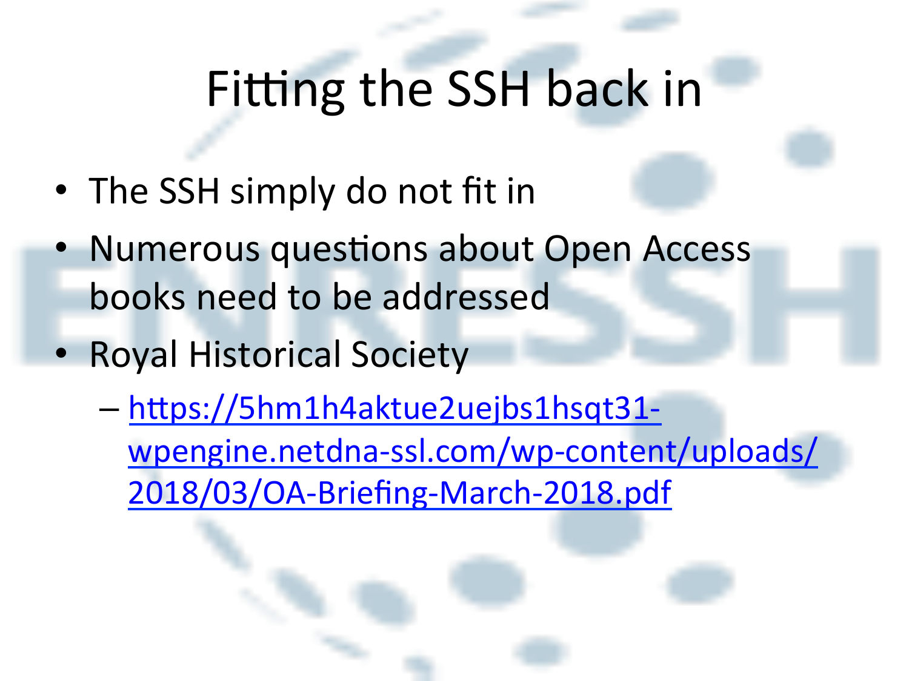# Fitting the SSH back in

- The SSH simply do not fit in
- Numerous questions about Open Access books need to be addressed
- Royal Historical Society
  - [https://5hm1h4aktue2uejbs1hsqt31-wpengine.netdna-ssl.com/wp-content/uploads/2018/03/OA-Briefing-March-2018.pdf](https://5hm1h4aktue2uejbs1hsqt31-wpengine.netdna-ssl.com/wp-content/uploads/2018/03/OA-Briefing-March-2018.pdf)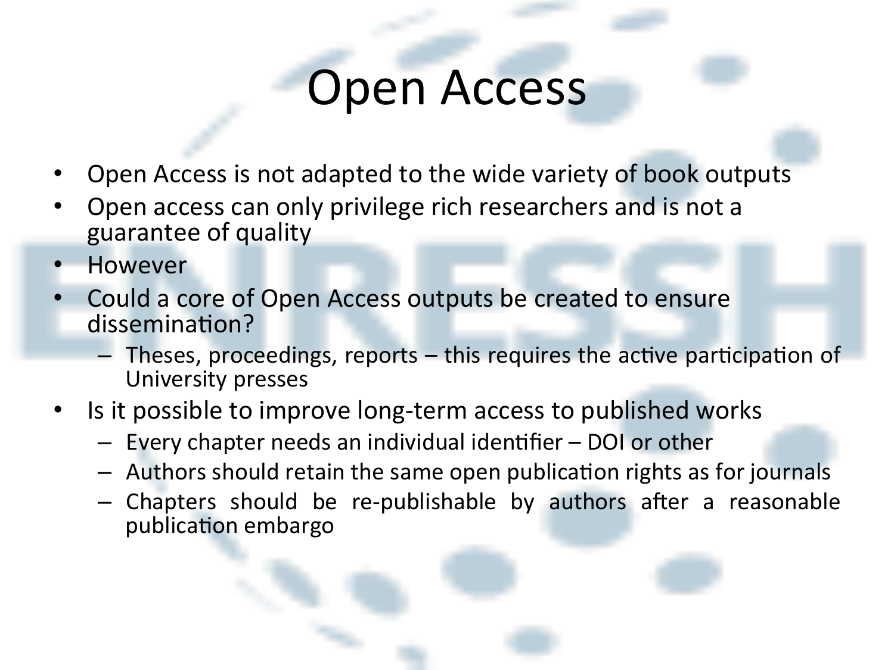# Open Access

- Open Access is not adapted to the wide variety of book outputs
- Open access can only privilege rich researchers and is not a guarantee of quality
- However
- Could a core of Open Access outputs be created to ensure dissemination?
  - Theses, proceedings, reports – this requires the active participation of University presses
- Is it possible to improve long-term access to published works
  - Every chapter needs an individual identifier – DOI or other
  - Authors should retain the same open publication rights as for journals
  - Chapters should be re-publishable by authors after a reasonable publication embargo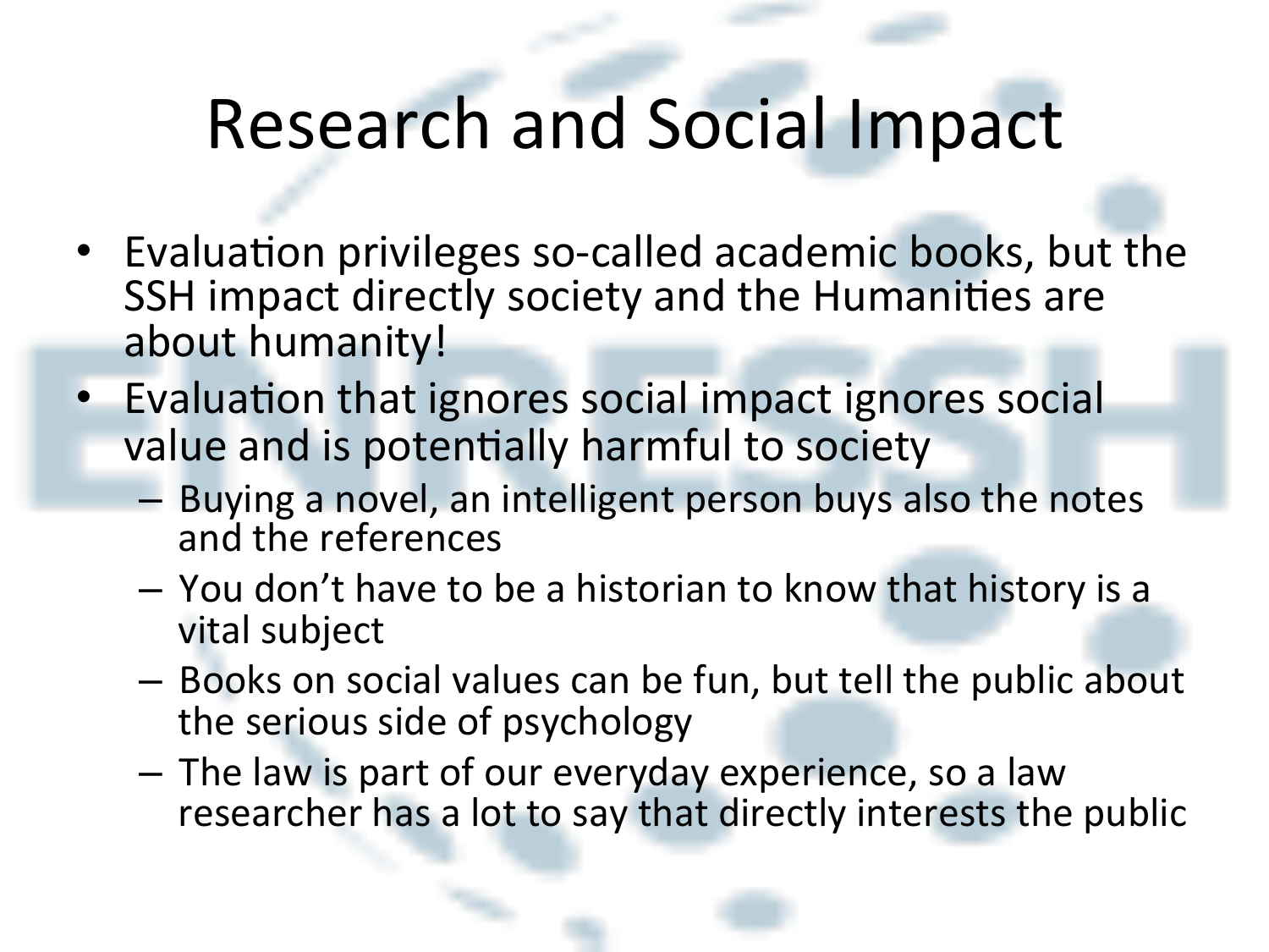# Research and Social Impact

- Evaluation privileges so-called academic books, but the SSH impact directly society and the Humanities are about humanity!
- Evaluation that ignores social impact ignores social value and is potentially harmful to society
  - Buying a novel, an intelligent person buys also the notes and the references
  - You don't have to be a historian to know that history is a vital subject
  - Books on social values can be fun, but tell the public about the serious side of psychology
  - The law is part of our everyday experience, so a law researcher has a lot to say that directly interests the public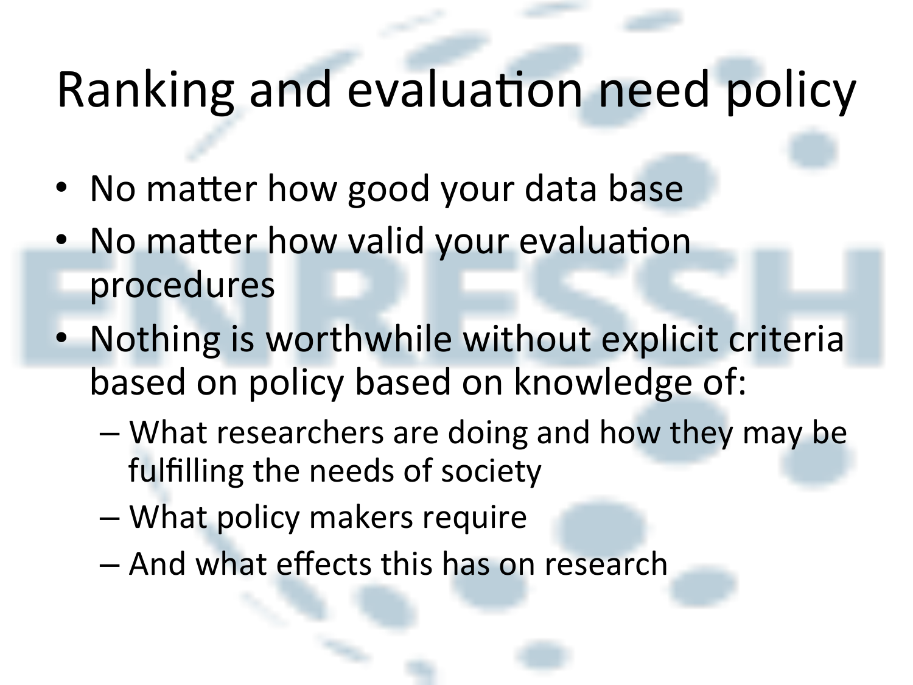# Ranking and evaluation need policy

- No matter how good your data base
- No matter how valid your evaluation procedures
- Nothing is worthwhile without explicit criteria based on policy based on knowledge of:
  - What researchers are doing and how they may be fulfilling the needs of society
  - What policy makers require
  - And what effects this has on research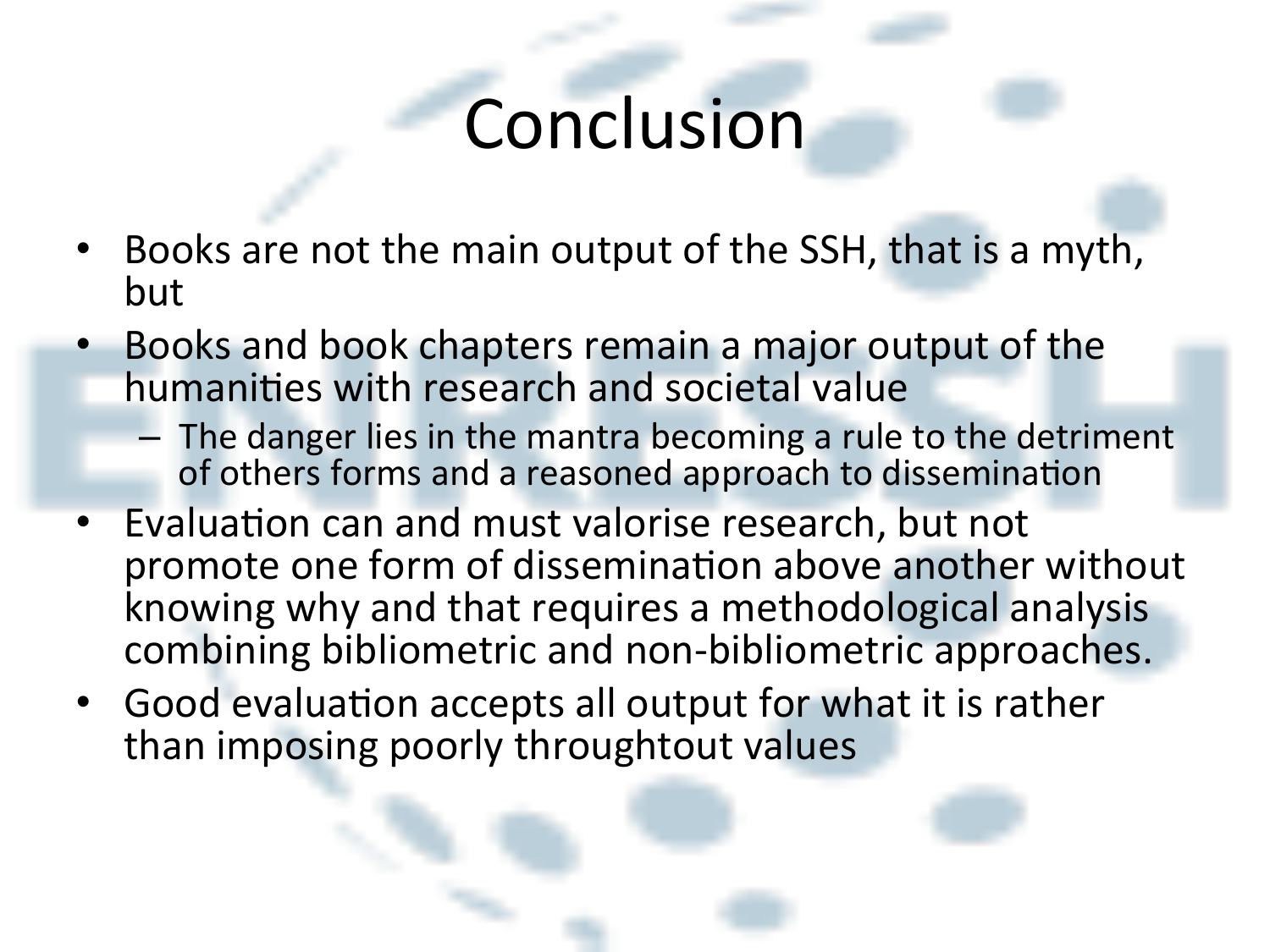# Conclusion

- Books are not the main output of the SSH, that is a myth, but
- Books and book chapters remain a major output of the humanities with research and societal value
  - The danger lies in the mantra becoming a rule to the detriment of others forms and a reasoned approach to dissemination
- Evaluation can and must valorise research, but not promote one form of dissemination above another without knowing why and that requires a methodological analysis combining bibliometric and non-bibliometric approaches.
- Good evaluation accepts all output for what it is rather than imposing poorly throughtout values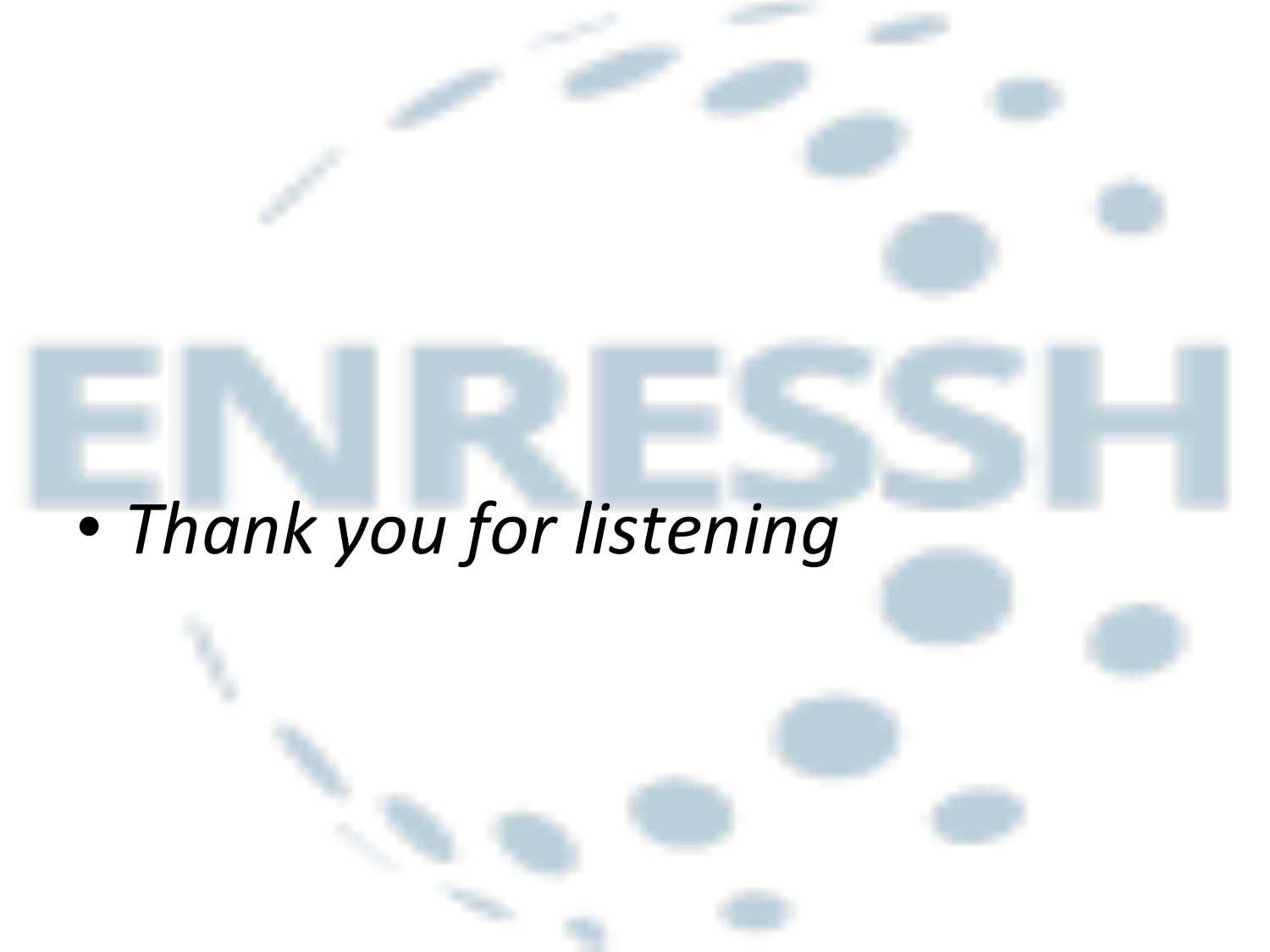- *Thank you for listening*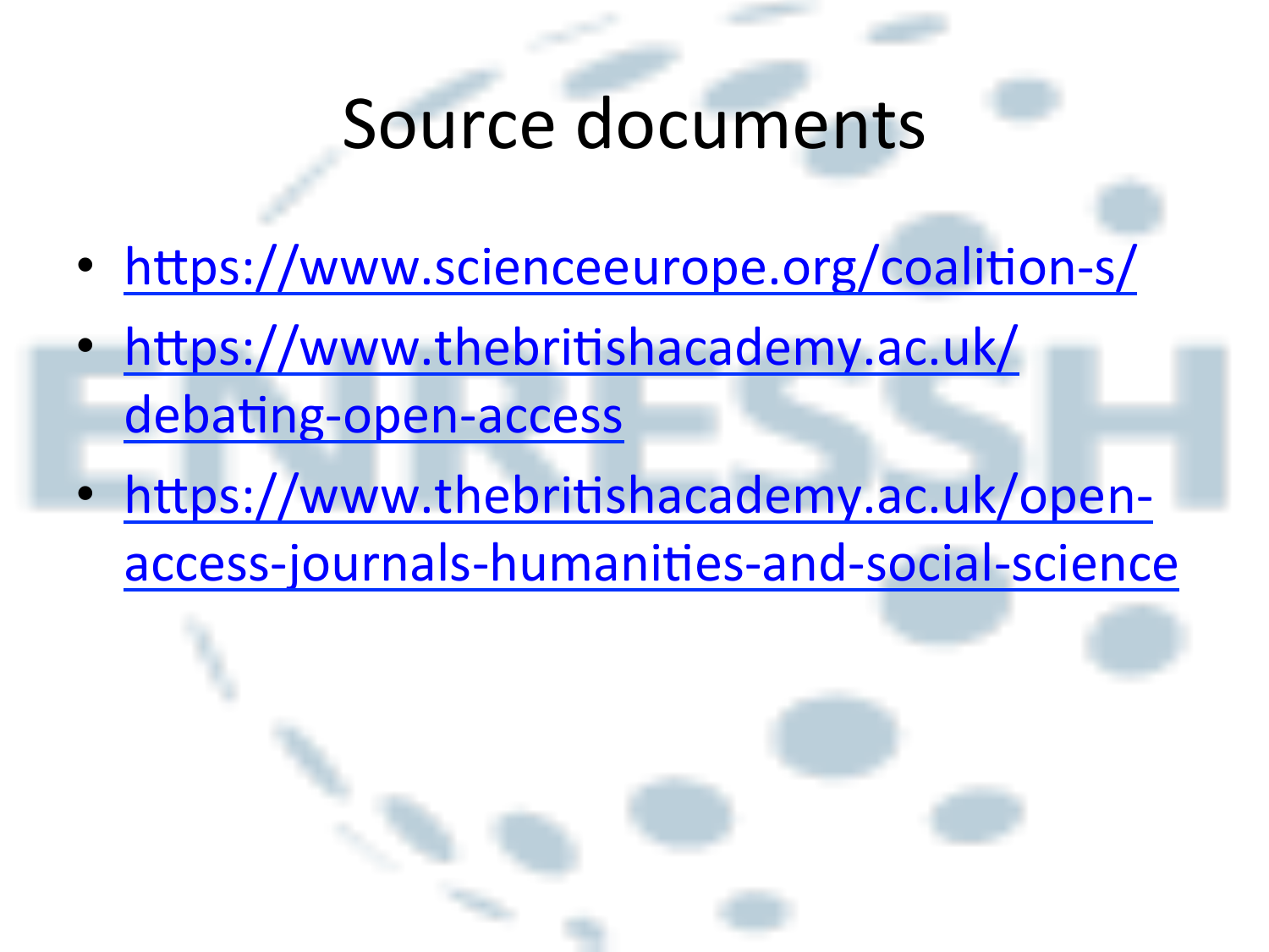# Source documents

- https://www.scienceeurope.org/coalition-s/
- https://www.thebritishacademy.ac.uk/debating-open-access
- https://www.thebritishacademy.ac.uk/open-access-journals-humanities-and-social-science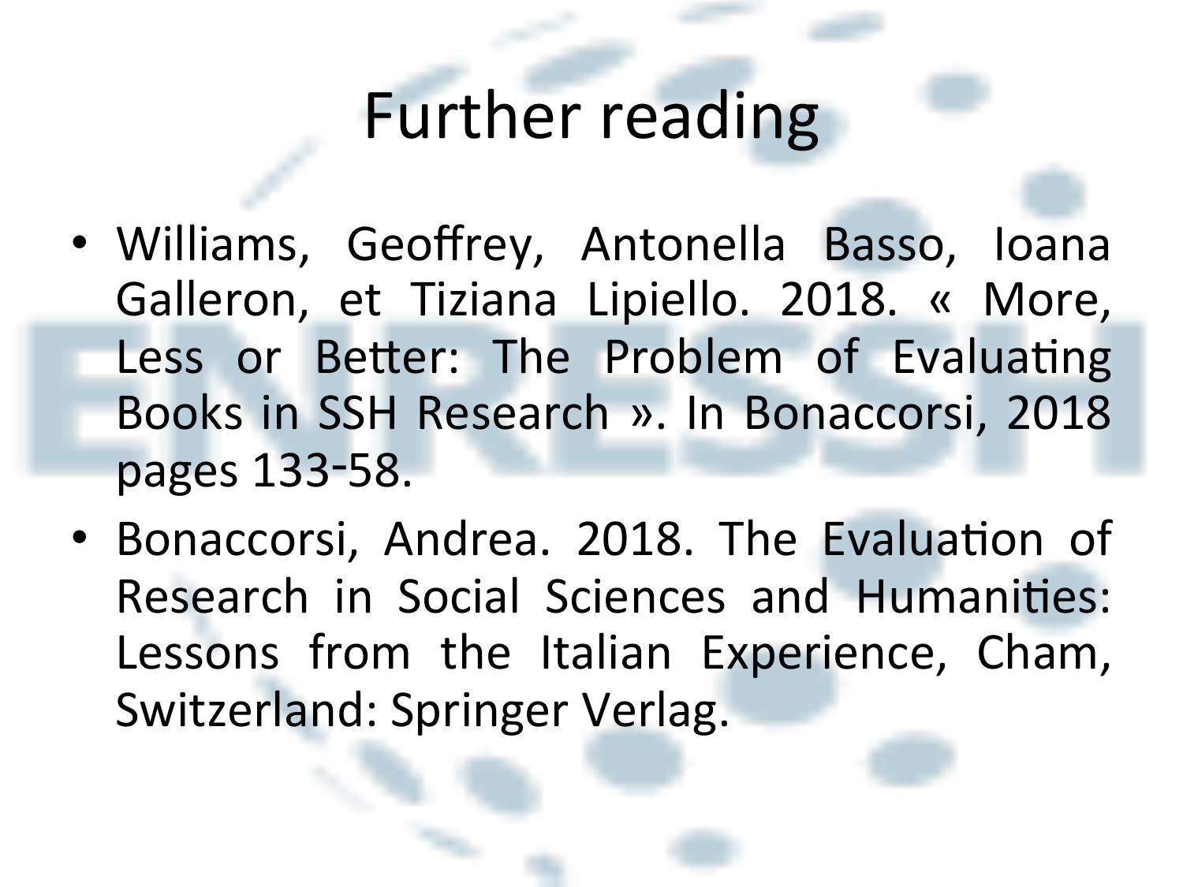# Further reading

- Williams, Geoffrey, Antonella Basso, Ioana Galleron, et Tiziana Lipiello. 2018. « More, Less or Better: The Problem of Evaluating Books in SSH Research ». In Bonaccorsi, 2018 pages 133-58.
- Bonaccorsi, Andrea. 2018. The Evaluation of Research in Social Sciences and Humanities: Lessons from the Italian Experience, Cham, Switzerland: Springer Verlag.